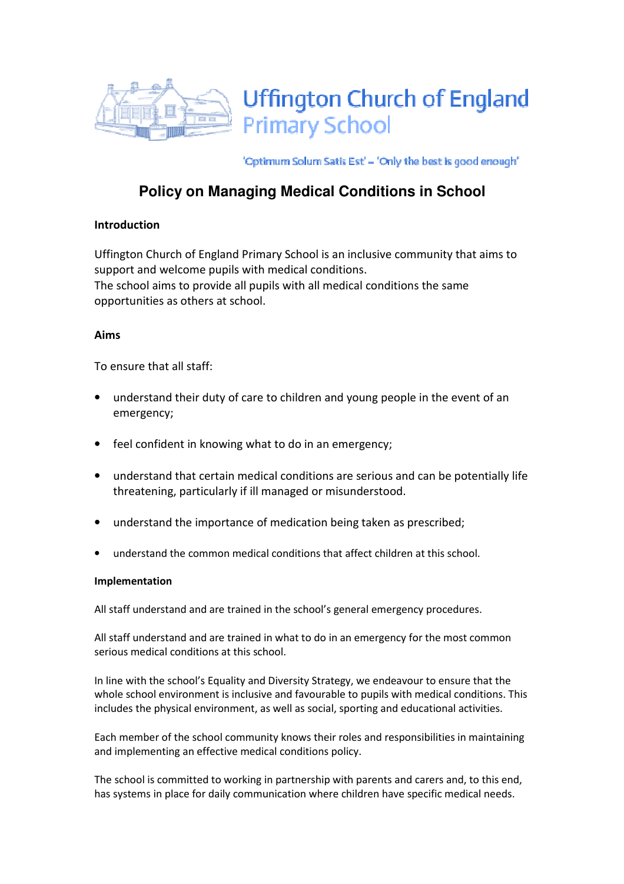# Uffington Church of England Primary School

'Optimum Solum Satis Est' – 'Only the best is good enough'

## Policy on Managing Medical Conditions in School

### Introduction

Uffington Church of England Primary School is an inclusive community that aims to support and welcome pupils with medical conditions.
The school aims to provide all pupils with all medical conditions the same opportunities as others at school.

### Aims

To ensure that all staff:

- understand their duty of care to children and young people in the event of an emergency;
- feel confident in knowing what to do in an emergency;
- understand that certain medical conditions are serious and can be potentially life threatening, particularly if ill managed or misunderstood.
- understand the importance of medication being taken as prescribed;
- understand the common medical conditions that affect children at this school.

### Implementation

All staff understand and are trained in the school's general emergency procedures.

All staff understand and are trained in what to do in an emergency for the most common serious medical conditions at this school.

In line with the school's Equality and Diversity Strategy, we endeavour to ensure that the whole school environment is inclusive and favourable to pupils with medical conditions. This includes the physical environment, as well as social, sporting and educational activities.

Each member of the school community knows their roles and responsibilities in maintaining and implementing an effective medical conditions policy.

The school is committed to working in partnership with parents and carers and, to this end, has systems in place for daily communication where children have specific medical needs.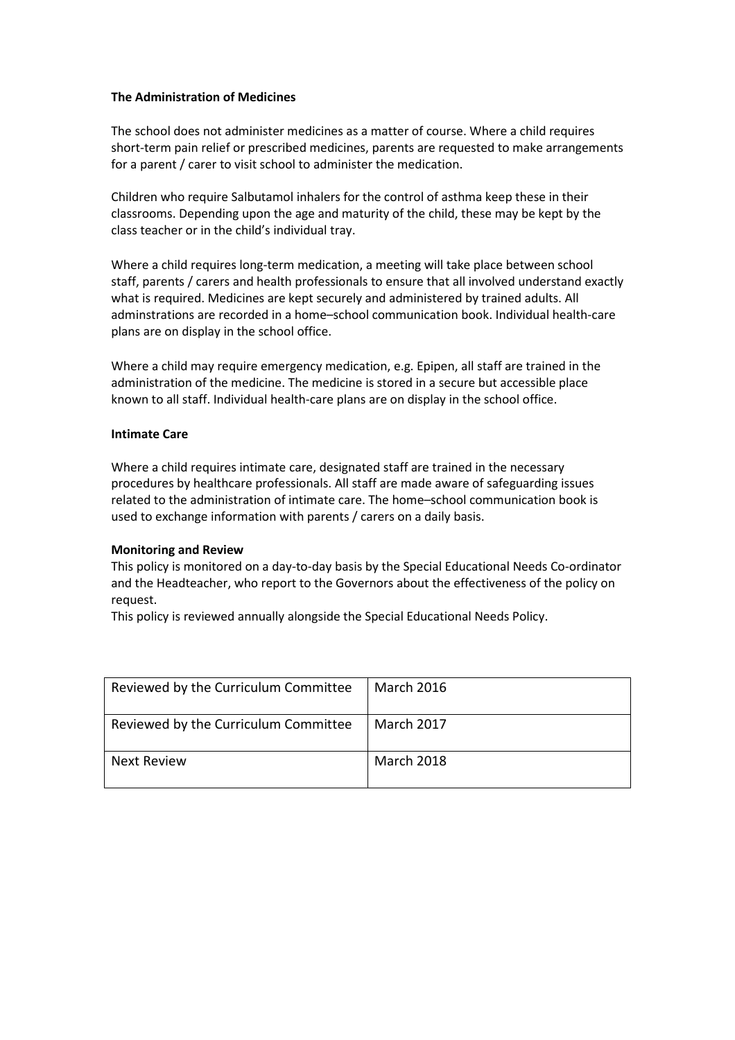**The Administration of Medicines**

The school does not administer medicines as a matter of course. Where a child requires short-term pain relief or prescribed medicines, parents are requested to make arrangements for a parent / carer to visit school to administer the medication.

Children who require Salbutamol inhalers for the control of asthma keep these in their classrooms. Depending upon the age and maturity of the child, these may be kept by the class teacher or in the child's individual tray.

Where a child requires long-term medication, a meeting will take place between school staff, parents / carers and health professionals to ensure that all involved understand exactly what is required. Medicines are kept securely and administered by trained adults. All adminstrations are recorded in a home–school communication book. Individual health-care plans are on display in the school office.

Where a child may require emergency medication, e.g. Epipen, all staff are trained in the administration of the medicine. The medicine is stored in a secure but accessible place known to all staff. Individual health-care plans are on display in the school office.

**Intimate Care**

Where a child requires intimate care, designated staff are trained in the necessary procedures by healthcare professionals. All staff are made aware of safeguarding issues related to the administration of intimate care. The home–school communication book is used to exchange information with parents / carers on a daily basis.

**Monitoring and Review**

This policy is monitored on a day-to-day basis by the Special Educational Needs Co-ordinator and the Headteacher, who report to the Governors about the effectiveness of the policy on request.

This policy is reviewed annually alongside the Special Educational Needs Policy.

| | |
|---|---|
| Reviewed by the Curriculum Committee | March 2016 |
| Reviewed by the Curriculum Committee | March 2017 |
| Next Review | March 2018 |